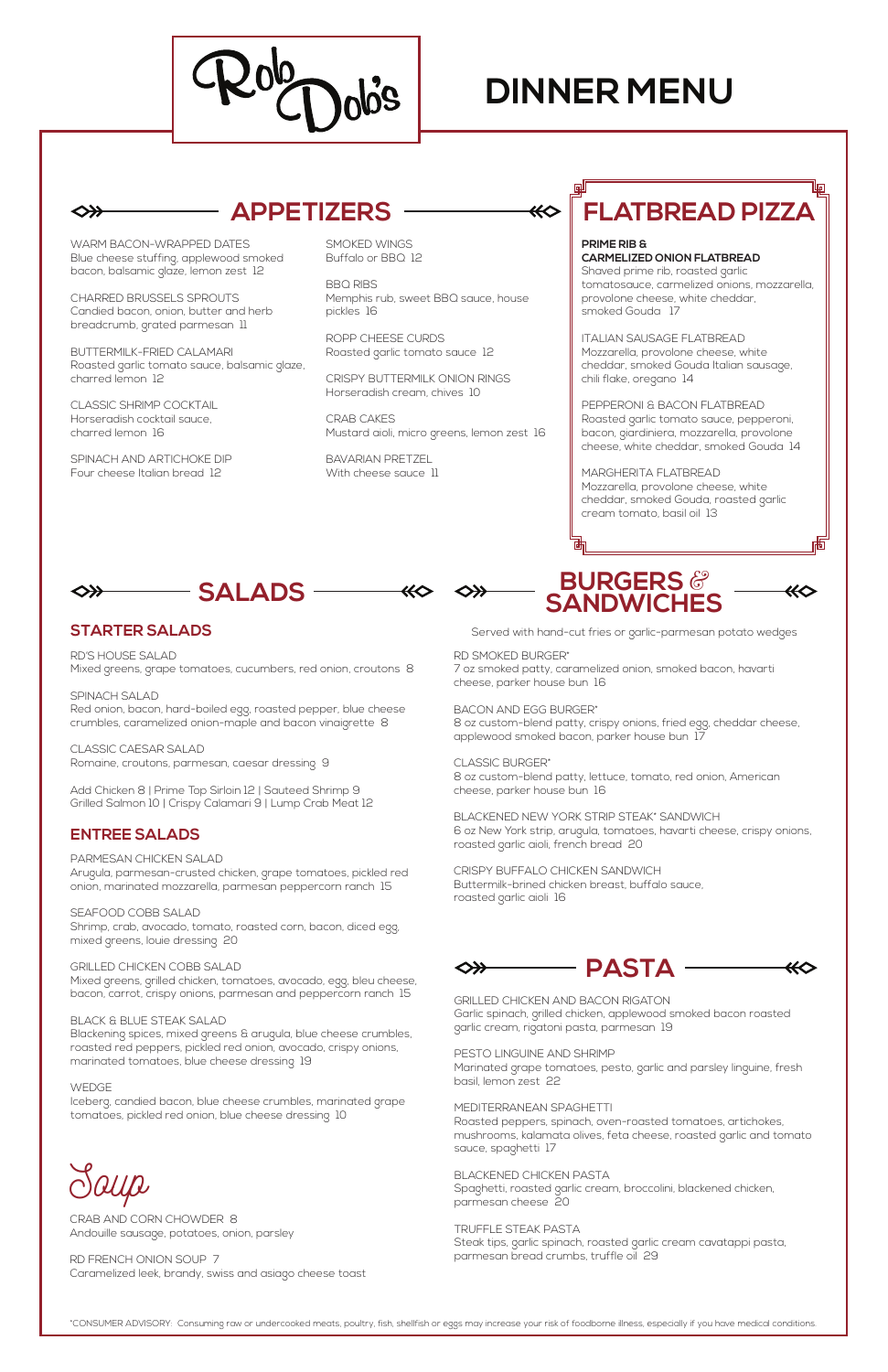# Rob Dob's

# DINNER MENU

## APPETIZERS

WARM BACON-WRAPPED DATES
Blue cheese stuffing, applewood smoked bacon, balsamic glaze, lemon zest 12

CHARRED BRUSSELS SPROUTS
Candied bacon, onion, butter and herb breadcrumb, grated parmesan 11

BUTTERMILK-FRIED CALAMARI
Roasted garlic tomato sauce, balsamic glaze, charred lemon 12

CLASSIC SHRIMP COCKTAIL
Horseradish cocktail sauce, charred lemon 16

SPINACH AND ARTICHOKE DIP
Four cheese Italian bread 12

SMOKED WINGS
Buffalo or BBQ 12

BBQ RIBS
Memphis rub, sweet BBQ sauce, house pickles 16

ROPP CHEESE CURDS
Roasted garlic tomato sauce 12

CRISPY BUTTERMILK ONION RINGS
Horseradish cream, chives 10

CRAB CAKES
Mustard aioli, micro greens, lemon zest 16

BAVARIAN PRETZEL
With cheese sauce 11

## FLATBREAD PIZZA

**PRIME RIB & CARMELIZED ONION FLATBREAD**
Shaved prime rib, roasted garlic tomatosauce, carmelized onions, mozzarella, provolone cheese, white cheddar, smoked Gouda 17

ITALIAN SAUSAGE FLATBREAD
Mozzarella, provolone cheese, white cheddar, smoked Gouda Italian sausage, chili flake, oregano 14

PEPPERONI & BACON FLATBREAD
Roasted garlic tomato sauce, pepperoni, bacon, giardiniera, mozzarella, provolone cheese, white cheddar, smoked Gouda 14

MARGHERITA FLATBREAD
Mozzarella, provolone cheese, white cheddar, smoked Gouda, roasted garlic cream tomato, basil oil 13

## SALADS

### STARTER SALADS

RD'S HOUSE SALAD
Mixed greens, grape tomatoes, cucumbers, red onion, croutons 8

SPINACH SALAD
Red onion, bacon, hard-boiled egg, roasted pepper, blue cheese crumbles, caramelized onion-maple and bacon vinaigrette 8

CLASSIC CAESAR SALAD
Romaine, croutons, parmesan, caesar dressing 9

Add Chicken 8 | Prime Top Sirloin 12 | Sauteed Shrimp 9
Grilled Salmon 10 | Crispy Calamari 9 | Lump Crab Meat 12

### ENTREE SALADS

PARMESAN CHICKEN SALAD
Arugula, parmesan-crusted chicken, grape tomatoes, pickled red onion, marinated mozzarella, parmesan peppercorn ranch 15

SEAFOOD COBB SALAD
Shrimp, crab, avocado, tomato, roasted corn, bacon, diced egg, mixed greens, louie dressing 20

GRILLED CHICKEN COBB SALAD
Mixed greens, grilled chicken, tomatoes, avocado, egg, bleu cheese, bacon, carrot, crispy onions, parmesan and peppercorn ranch 15

BLACK & BLUE STEAK SALAD
Blackening spices, mixed greens & arugula, blue cheese crumbles, roasted red peppers, pickled red onion, avocado, crispy onions, marinated tomatoes, blue cheese dressing 19

WEDGE
Iceberg, candied bacon, blue cheese crumbles, marinated grape tomatoes, pickled red onion, blue cheese dressing 10

## Soup

CRAB AND CORN CHOWDER 8
Andouille sausage, potatoes, onion, parsley

RD FRENCH ONION SOUP 7
Caramelized leek, brandy, swiss and asiago cheese toast

## BURGERS & SANDWICHES

Served with hand-cut fries or garlic-parmesan potato wedges

RD SMOKED BURGER*
7 oz smoked patty, caramelized onion, smoked bacon, havarti cheese, parker house bun 16

BACON AND EGG BURGER*
8 oz custom-blend patty, crispy onions, fried egg, cheddar cheese, applewood smoked bacon, parker house bun 17

CLASSIC BURGER*
8 oz custom-blend patty, lettuce, tomato, red onion, American cheese, parker house bun 16

BLACKENED NEW YORK STRIP STEAK* SANDWICH
6 oz New York strip, arugula, tomatoes, havarti cheese, crispy onions, roasted garlic aioli, french bread 20

CRISPY BUFFALO CHICKEN SANDWICH
Buttermilk-brined chicken breast, buffalo sauce, roasted garlic aioli 16

## PASTA

GRILLED CHICKEN AND BACON RIGATON
Garlic spinach, grilled chicken, applewood smoked bacon roasted garlic cream, rigatoni pasta, parmesan 19

PESTO LINGUINE AND SHRIMP
Marinated grape tomatoes, pesto, garlic and parsley linguine, fresh basil, lemon zest 22

MEDITERRANEAN SPAGHETTI
Roasted peppers, spinach, oven-roasted tomatoes, artichokes, mushrooms, kalamata olives, feta cheese, roasted garlic and tomato sauce, spaghetti 17

BLACKENED CHICKEN PASTA
Spaghetti, roasted garlic cream, broccolini, blackened chicken, parmesan cheese 20

TRUFFLE STEAK PASTA
Steak tips, garlic spinach, roasted garlic cream cavatappi pasta, parmesan bread crumbs, truffle oil 29

*CONSUMER ADVISORY: Consuming raw or undercooked meats, poultry, fish, shellfish or eggs may increase your risk of foodborne illness, especially if you have medical conditions.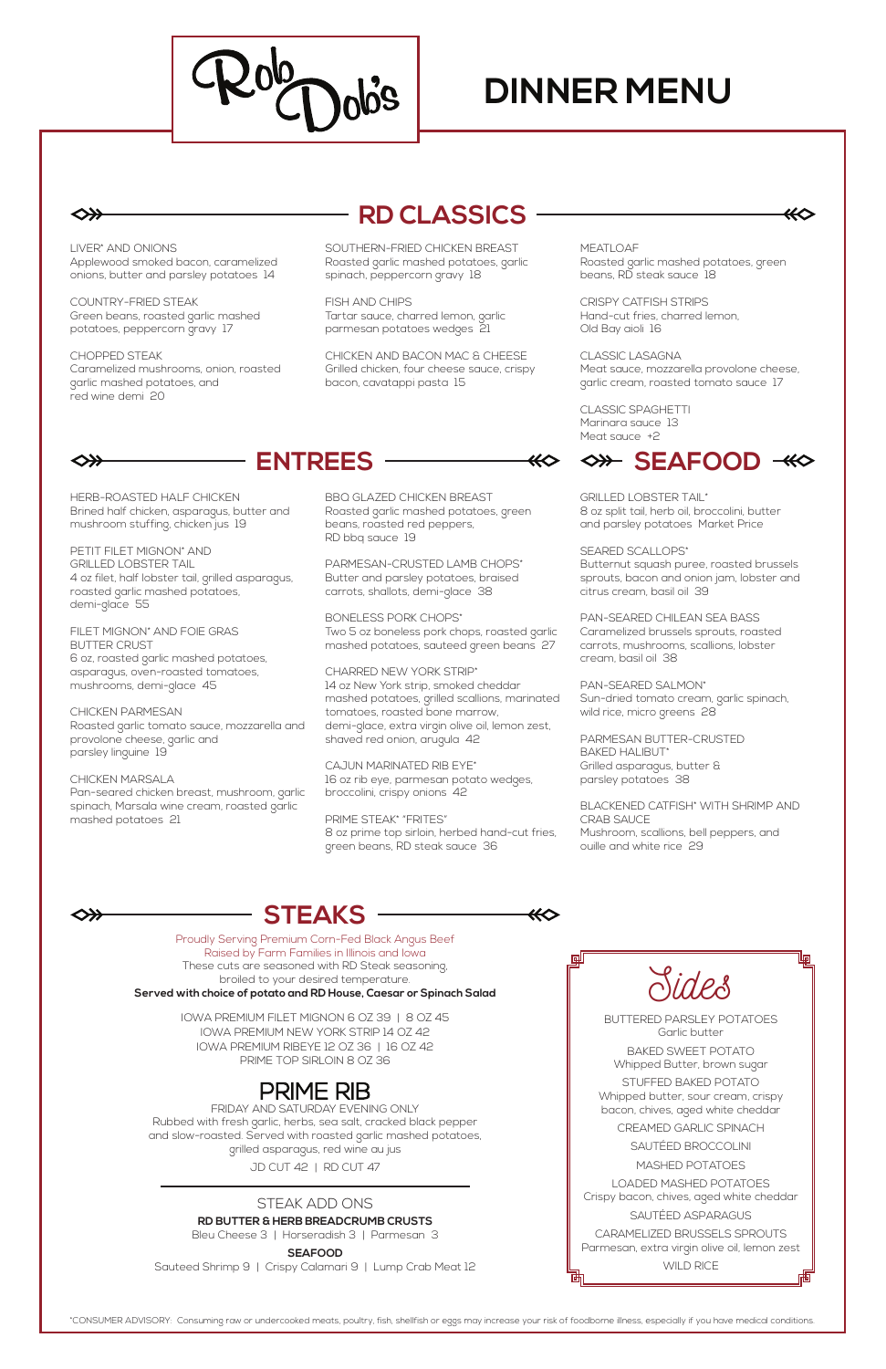# Rob Dob's

# DINNER MENU

## RD CLASSICS

LIVER* AND ONIONS
Applewood smoked bacon, caramelized onions, butter and parsley potatoes 14

COUNTRY-FRIED STEAK
Green beans, roasted garlic mashed potatoes, peppercorn gravy 17

CHOPPED STEAK
Caramelized mushrooms, onion, roasted garlic mashed potatoes, and red wine demi 20

SOUTHERN-FRIED CHICKEN BREAST
Roasted garlic mashed potatoes, garlic spinach, peppercorn gravy 18

FISH AND CHIPS
Tartar sauce, charred lemon, garlic parmesan potatoes wedges 21

CHICKEN AND BACON MAC & CHEESE
Grilled chicken, four cheese sauce, crispy bacon, cavatappi pasta 15

MEATLOAF
Roasted garlic mashed potatoes, green beans, RD steak sauce 18

CRISPY CATFISH STRIPS
Hand-cut fries, charred lemon, Old Bay aioli 16

CLASSIC LASAGNA
Meat sauce, mozzarella provolone cheese, garlic cream, roasted tomato sauce 17

CLASSIC SPAGHETTI
Marinara sauce 13
Meat sauce +2

## ENTREES

HERB-ROASTED HALF CHICKEN
Brined half chicken, asparagus, butter and mushroom stuffing, chicken jus 19

PETIT FILET MIGNON* AND GRILLED LOBSTER TAIL
4 oz filet, half lobster tail, grilled asparagus, roasted garlic mashed potatoes, demi-glace 55

FILET MIGNON* AND FOIE GRAS BUTTER CRUST
6 oz, roasted garlic mashed potatoes, asparagus, oven-roasted tomatoes, mushrooms, demi-glace 45

CHICKEN PARMESAN
Roasted garlic tomato sauce, mozzarella and provolone cheese, garlic and parsley linguine 19

CHICKEN MARSALA
Pan-seared chicken breast, mushroom, garlic spinach, Marsala wine cream, roasted garlic mashed potatoes 21

BBQ GLAZED CHICKEN BREAST
Roasted garlic mashed potatoes, green beans, roasted red peppers, RD bbq sauce 19

PARMESAN-CRUSTED LAMB CHOPS*
Butter and parsley potatoes, braised carrots, shallots, demi-glace 38

BONELESS PORK CHOPS*
Two 5 oz boneless pork chops, roasted garlic mashed potatoes, sauteed green beans 27

CHARRED NEW YORK STRIP*
14 oz New York strip, smoked cheddar mashed potatoes, grilled scallions, marinated tomatoes, roasted bone marrow, demi-glace, extra virgin olive oil, lemon zest, shaved red onion, arugula 42

CAJUN MARINATED RIB EYE*
16 oz rib eye, parmesan potato wedges, broccolini, crispy onions 42

PRIME STEAK* "FRITES"
8 oz prime top sirloin, herbed hand-cut fries, green beans, RD steak sauce 36

## SEAFOOD

GRILLED LOBSTER TAIL*
8 oz split tail, herb oil, broccolini, butter and parsley potatoes Market Price

SEARED SCALLOPS*
Butternut squash puree, roasted brussels sprouts, bacon and onion jam, lobster and citrus cream, basil oil 39

PAN-SEARED CHILEAN SEA BASS
Caramelized brussels sprouts, roasted carrots, mushrooms, scallions, lobster cream, basil oil 38

PAN-SEARED SALMON*
Sun-dried tomato cream, garlic spinach, wild rice, micro greens 28

PARMESAN BUTTER-CRUSTED BAKED HALIBUT*
Grilled asparagus, butter & parsley potatoes 38

BLACKENED CATFISH* WITH SHRIMP AND CRAB SAUCE
Mushroom, scallions, bell peppers, and ouille and white rice 29

## STEAKS

Proudly Serving Premium Corn-Fed Black Angus Beef
Raised by Farm Families in Illinois and Iowa
These cuts are seasoned with RD Steak seasoning, broiled to your desired temperature.
**Served with choice of potato and RD House, Caesar or Spinach Salad**

IOWA PREMIUM FILET MIGNON 6 OZ 39 | 8 OZ 45
IOWA PREMIUM NEW YORK STRIP 14 OZ 42
IOWA PREMIUM RIBEYE 12 OZ 36 | 16 OZ 42
PRIME TOP SIRLOIN 8 OZ 36

### PRIME RIB

FRIDAY AND SATURDAY EVENING ONLY
Rubbed with fresh garlic, herbs, sea salt, cracked black pepper and slow-roasted. Served with roasted garlic mashed potatoes, grilled asparagus, red wine au jus
JD CUT 42 | RD CUT 47

### STEAK ADD ONS

**RD BUTTER & HERB BREADCRUMB CRUSTS**
Bleu Cheese 3 | Horseradish 3 | Parmesan 3

**SEAFOOD**
Sauteed Shrimp 9 | Crispy Calamari 9 | Lump Crab Meat 12

## Sides

BUTTERED PARSLEY POTATOES
Garlic butter

BAKED SWEET POTATO
Whipped Butter, brown sugar

STUFFED BAKED POTATO
Whipped butter, sour cream, crispy bacon, chives, aged white cheddar

CREAMED GARLIC SPINACH

SAUTÉED BROCCOLINI

MASHED POTATOES

LOADED MASHED POTATOES
Crispy bacon, chives, aged white cheddar

SAUTÉED ASPARAGUS

CARAMELIZED BRUSSELS SPROUTS
Parmesan, extra virgin olive oil, lemon zest

WILD RICE

*CONSUMER ADVISORY: Consuming raw or undercooked meats, poultry, fish, shellfish or eggs may increase your risk of foodborne illness, especially if you have medical conditions.